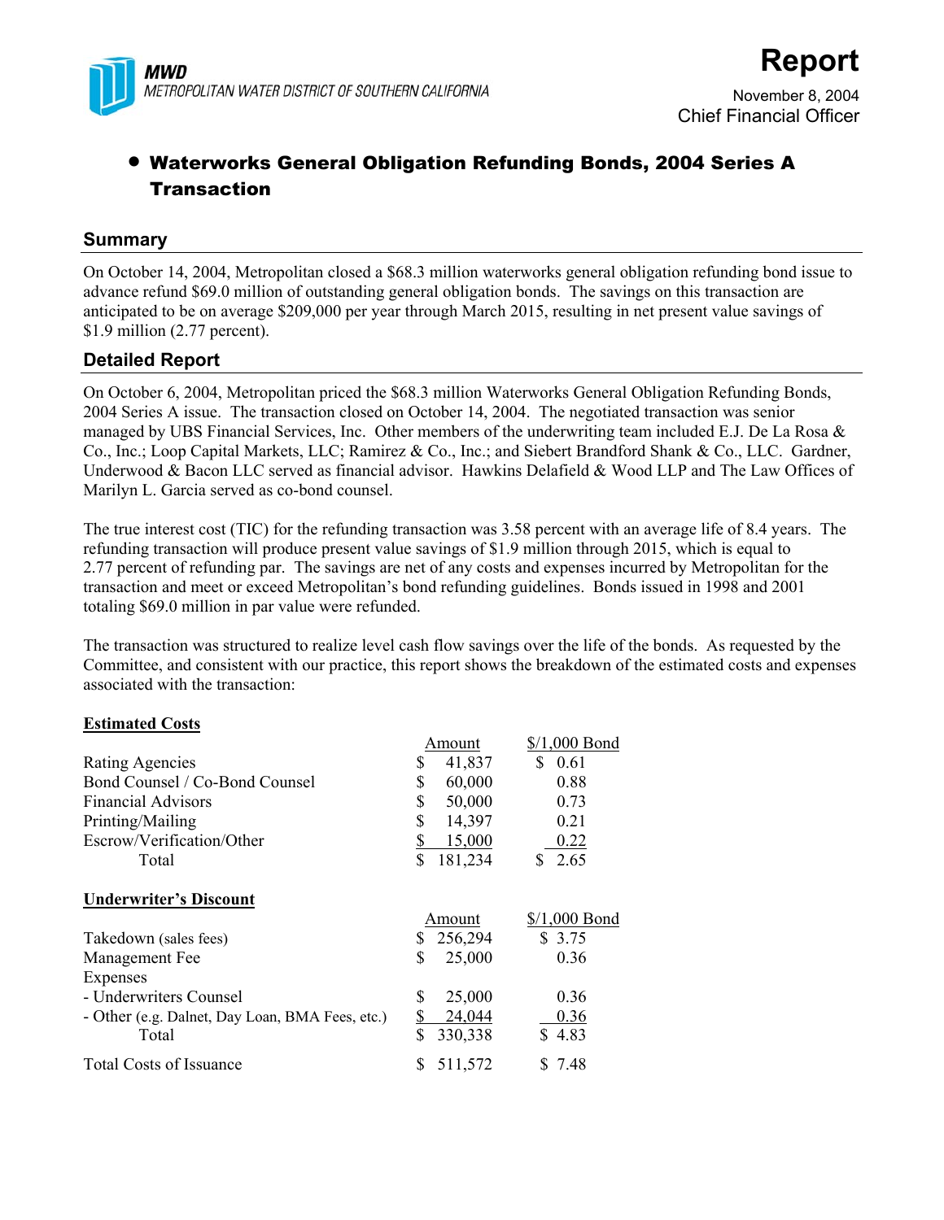MWD
METROPOLITAN WATER DISTRICT OF SOUTHERN CALIFORNIA

# Report

November 8, 2004
Chief Financial Officer

- **Waterworks General Obligation Refunding Bonds, 2004 Series A Transaction**

## Summary

On October 14, 2004, Metropolitan closed a $68.3 million waterworks general obligation refunding bond issue to advance refund $69.0 million of outstanding general obligation bonds. The savings on this transaction are anticipated to be on average $209,000 per year through March 2015, resulting in net present value savings of $1.9 million (2.77 percent).

## Detailed Report

On October 6, 2004, Metropolitan priced the $68.3 million Waterworks General Obligation Refunding Bonds, 2004 Series A issue. The transaction closed on October 14, 2004. The negotiated transaction was senior managed by UBS Financial Services, Inc. Other members of the underwriting team included E.J. De La Rosa & Co., Inc.; Loop Capital Markets, LLC; Ramirez & Co., Inc.; and Siebert Brandford Shank & Co., LLC. Gardner, Underwood & Bacon LLC served as financial advisor. Hawkins Delafield & Wood LLP and The Law Offices of Marilyn L. Garcia served as co-bond counsel.

The true interest cost (TIC) for the refunding transaction was 3.58 percent with an average life of 8.4 years. The refunding transaction will produce present value savings of $1.9 million through 2015, which is equal to 2.77 percent of refunding par. The savings are net of any costs and expenses incurred by Metropolitan for the transaction and meet or exceed Metropolitan's bond refunding guidelines. Bonds issued in 1998 and 2001 totaling $69.0 million in par value were refunded.

The transaction was structured to realize level cash flow savings over the life of the bonds. As requested by the Committee, and consistent with our practice, this report shows the breakdown of the estimated costs and expenses associated with the transaction:

| **Estimated Costs** | Amount | $/1,000 Bond |
|---|---|---|
| Rating Agencies | $ 41,837 | $ 0.61 |
| Bond Counsel / Co-Bond Counsel | $ 60,000 | 0.88 |
| Financial Advisors | $ 50,000 | 0.73 |
| Printing/Mailing | $ 14,397 | 0.21 |
| Escrow/Verification/Other | $ 15,000 | 0.22 |
| Total | $ 181,234 | $ 2.65 |

| **Underwriter's Discount** | Amount | $/1,000 Bond |
|---|---|---|
| Takedown (sales fees) | $ 256,294 | $ 3.75 |
| Management Fee | $ 25,000 | 0.36 |
| Expenses | | |
| - Underwriters Counsel | $ 25,000 | 0.36 |
| - Other (e.g. Dalnet, Day Loan, BMA Fees, etc.) | $ 24,044 | 0.36 |
| Total | $ 330,338 | $ 4.83 |
| Total Costs of Issuance | $ 511,572 | $ 7.48 |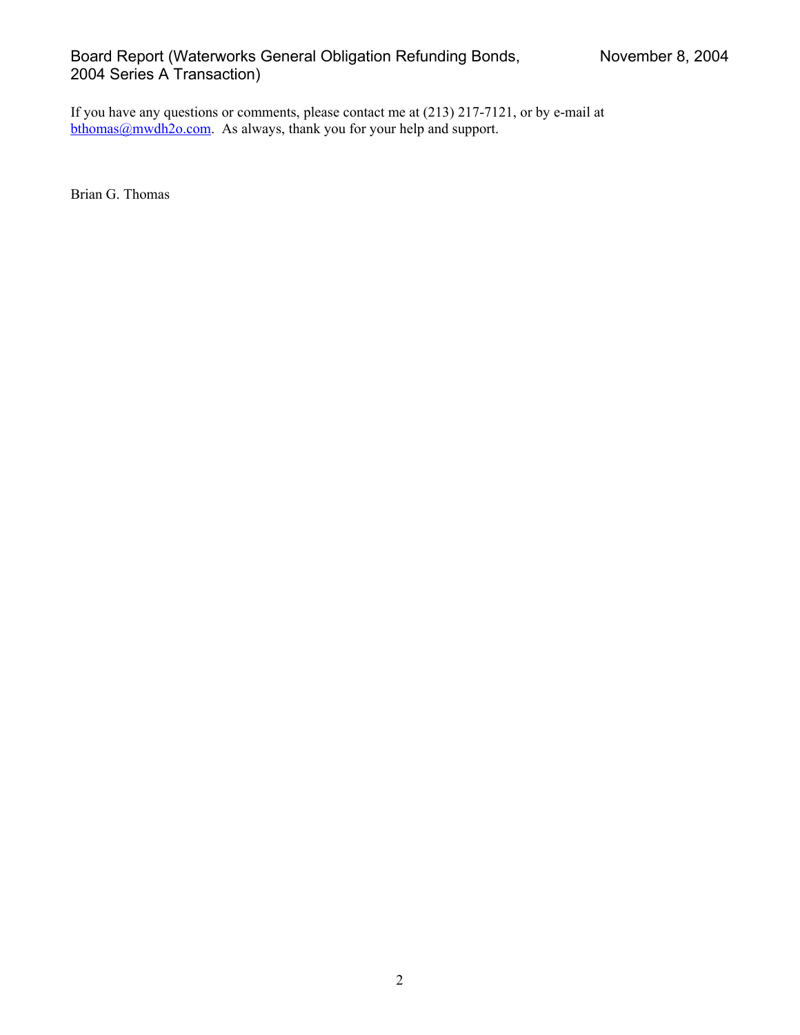If you have any questions or comments, please contact me at (213) 217-7121, or by e-mail at bthomas@mwdh2o.com. As always, thank you for your help and support.

Brian G. Thomas